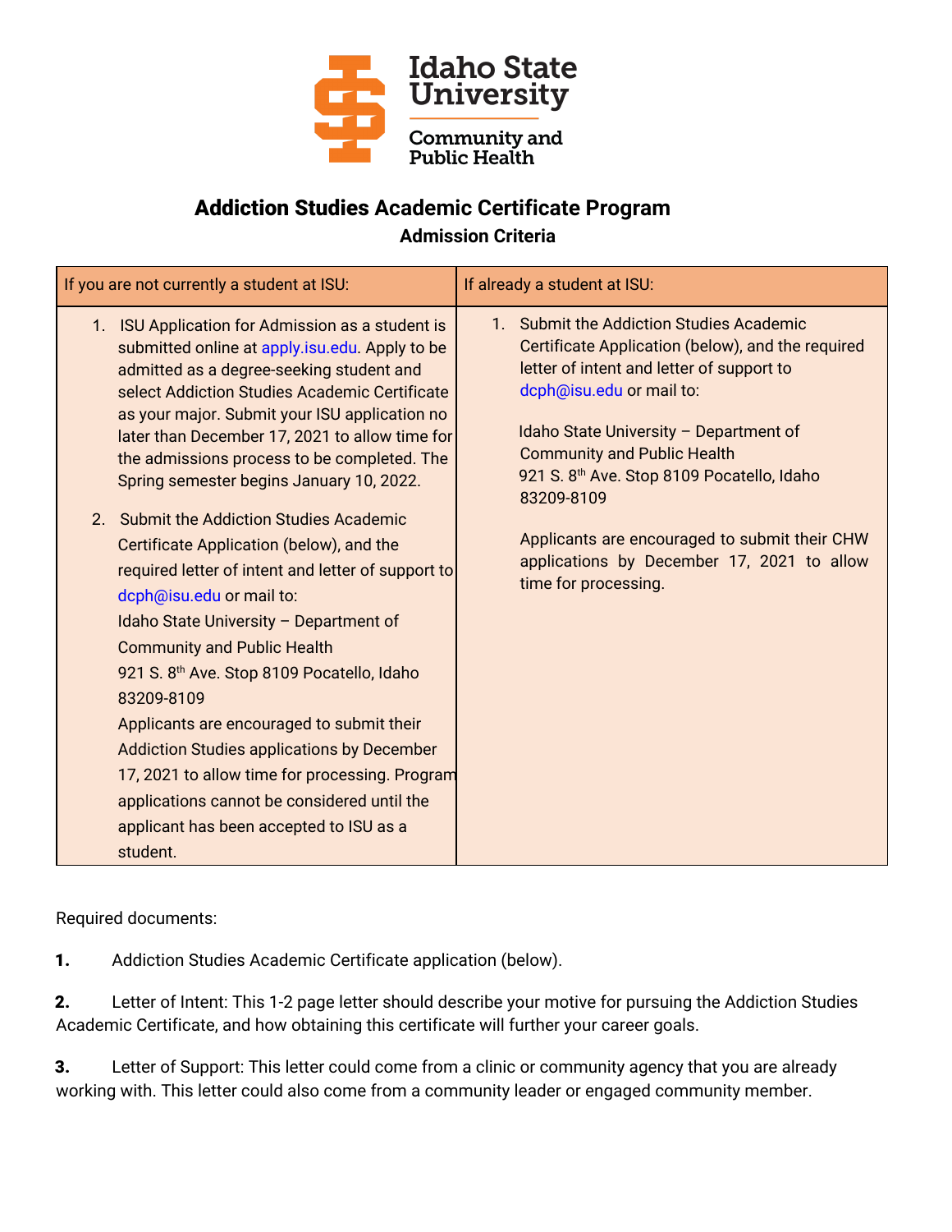Idaho State University
Community and Public Health

# Addiction Studies Academic Certificate Program

## Admission Criteria

| If you are not currently a student at ISU: | If already a student at ISU: |
|---|---|
| 1. ISU Application for Admission as a student is submitted online at apply.isu.edu. Apply to be admitted as a degree-seeking student and select Addiction Studies Academic Certificate as your major. Submit your ISU application no later than December 17, 2021 to allow time for the admissions process to be completed. The Spring semester begins January 10, 2022.<br><br>2. Submit the Addiction Studies Academic Certificate Application (below), and the required letter of intent and letter of support to dcph@isu.edu or mail to:<br>Idaho State University – Department of Community and Public Health<br>921 S. 8th Ave. Stop 8109 Pocatello, Idaho 83209-8109<br>Applicants are encouraged to submit their Addiction Studies applications by December 17, 2021 to allow time for processing. Program applications cannot be considered until the applicant has been accepted to ISU as a student. | 1. Submit the Addiction Studies Academic Certificate Application (below), and the required letter of intent and letter of support to dcph@isu.edu or mail to:<br><br>Idaho State University – Department of Community and Public Health<br>921 S. 8th Ave. Stop 8109 Pocatello, Idaho 83209-8109<br><br>Applicants are encouraged to submit their CHW applications by December 17, 2021 to allow time for processing. |

Required documents:

**1.** Addiction Studies Academic Certificate application (below).

**2.** Letter of Intent: This 1-2 page letter should describe your motive for pursuing the Addiction Studies Academic Certificate, and how obtaining this certificate will further your career goals.

**3.** Letter of Support: This letter could come from a clinic or community agency that you are already working with. This letter could also come from a community leader or engaged community member.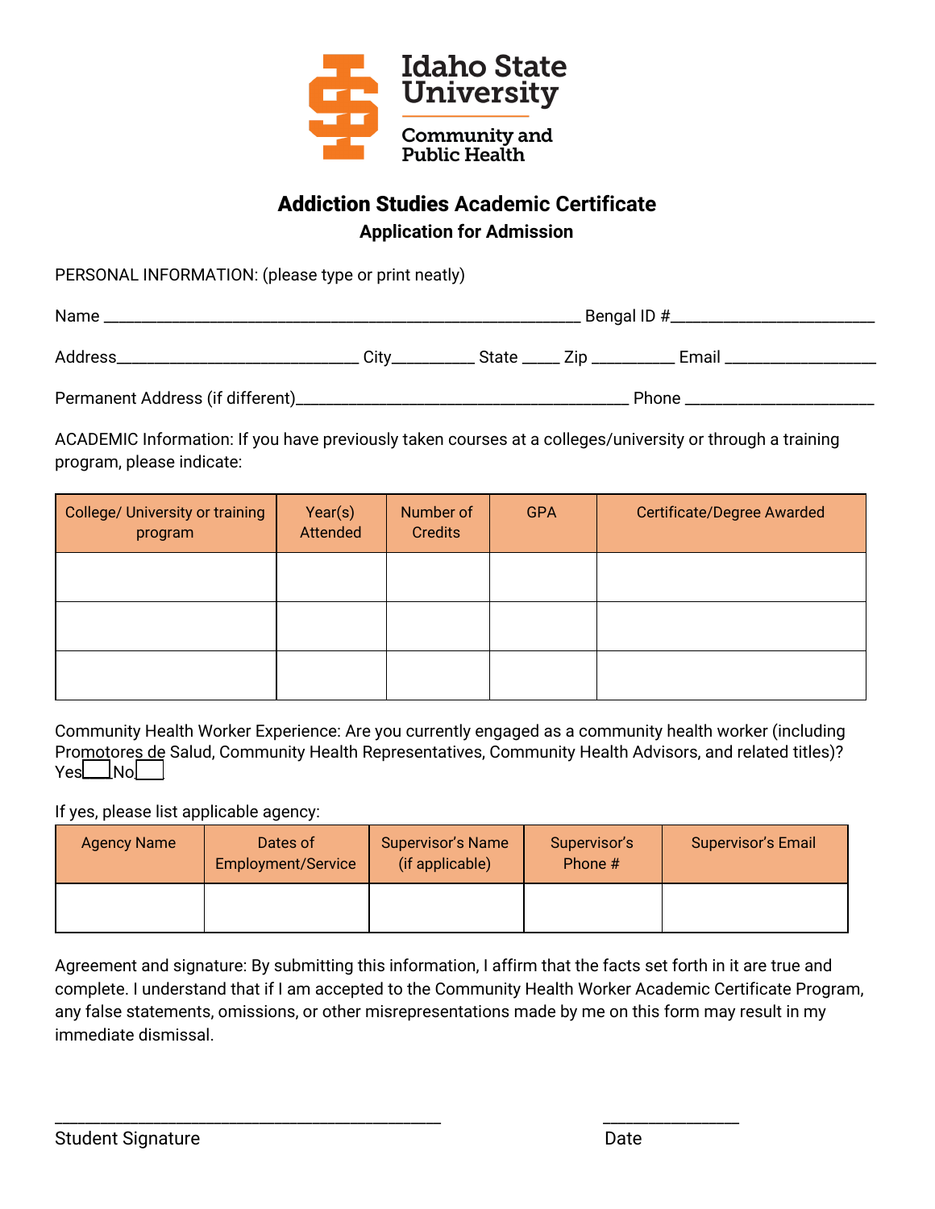Idaho State University

Community and Public Health

## Addiction Studies Academic Certificate

### Application for Admission

PERSONAL INFORMATION: (please type or print neatly)

Name _______________________________________________________ Bengal ID #________________________

Address____________________________ City_________ State ____ Zip __________ Email __________________

Permanent Address (if different)_______________________________________ Phone ______________________

ACADEMIC Information: If you have previously taken courses at a colleges/university or through a training program, please indicate:

| College/ University or training program | Year(s) Attended | Number of Credits | GPA | Certificate/Degree Awarded |
|---|---|---|---|---|
| | | | | |
| | | | | |
| | | | | |

Community Health Worker Experience: Are you currently engaged as a community health worker (including Promotores de Salud, Community Health Representatives, Community Health Advisors, and related titles)? Yes___ No___

If yes, please list applicable agency:

| Agency Name | Dates of Employment/Service | Supervisor's Name (if applicable) | Supervisor's Phone # | Supervisor's Email |
|---|---|---|---|---|
| | | | | |

Agreement and signature: By submitting this information, I affirm that the facts set forth in it are true and complete. I understand that if I am accepted to the Community Health Worker Academic Certificate Program, any false statements, omissions, or other misrepresentations made by me on this form may result in my immediate dismissal.

_____________________________________________ _______________

Student Signature Date